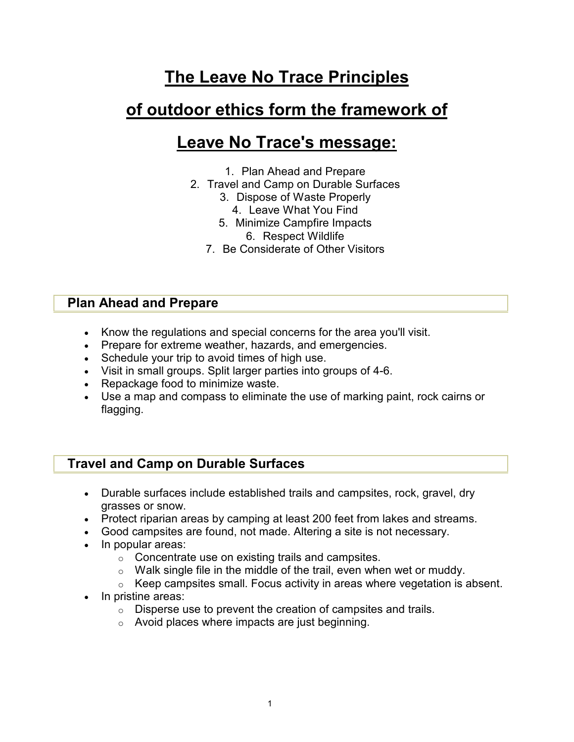# The Leave No Trace Principles of outdoor ethics form the framework of Leave No Trace's message:

1. Plan Ahead and Prepare
2. Travel and Camp on Durable Surfaces
3. Dispose of Waste Properly
4. Leave What You Find
5. Minimize Campfire Impacts
6. Respect Wildlife
7. Be Considerate of Other Visitors

## Plan Ahead and Prepare

- Know the regulations and special concerns for the area you'll visit.
- Prepare for extreme weather, hazards, and emergencies.
- Schedule your trip to avoid times of high use.
- Visit in small groups. Split larger parties into groups of 4-6.
- Repackage food to minimize waste.
- Use a map and compass to eliminate the use of marking paint, rock cairns or flagging.

## Travel and Camp on Durable Surfaces

- Durable surfaces include established trails and campsites, rock, gravel, dry grasses or snow.
- Protect riparian areas by camping at least 200 feet from lakes and streams.
- Good campsites are found, not made. Altering a site is not necessary.
- In popular areas:
  - Concentrate use on existing trails and campsites.
  - Walk single file in the middle of the trail, even when wet or muddy.
  - Keep campsites small. Focus activity in areas where vegetation is absent.
- In pristine areas:
  - Disperse use to prevent the creation of campsites and trails.
  - Avoid places where impacts are just beginning.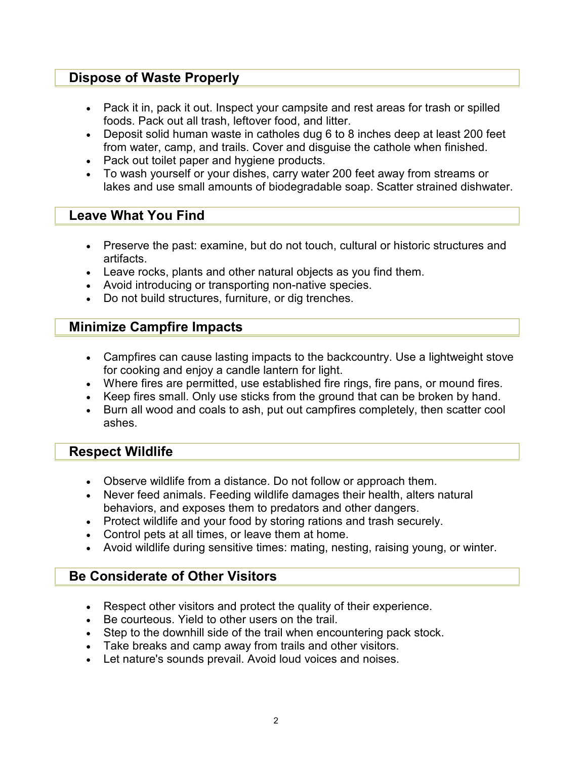## Dispose of Waste Properly

- Pack it in, pack it out. Inspect your campsite and rest areas for trash or spilled foods. Pack out all trash, leftover food, and litter.
- Deposit solid human waste in catholes dug 6 to 8 inches deep at least 200 feet from water, camp, and trails. Cover and disguise the cathole when finished.
- Pack out toilet paper and hygiene products.
- To wash yourself or your dishes, carry water 200 feet away from streams or lakes and use small amounts of biodegradable soap. Scatter strained dishwater.

## Leave What You Find

- Preserve the past: examine, but do not touch, cultural or historic structures and artifacts.
- Leave rocks, plants and other natural objects as you find them.
- Avoid introducing or transporting non-native species.
- Do not build structures, furniture, or dig trenches.

## Minimize Campfire Impacts

- Campfires can cause lasting impacts to the backcountry. Use a lightweight stove for cooking and enjoy a candle lantern for light.
- Where fires are permitted, use established fire rings, fire pans, or mound fires.
- Keep fires small. Only use sticks from the ground that can be broken by hand.
- Burn all wood and coals to ash, put out campfires completely, then scatter cool ashes.

## Respect Wildlife

- Observe wildlife from a distance. Do not follow or approach them.
- Never feed animals. Feeding wildlife damages their health, alters natural behaviors, and exposes them to predators and other dangers.
- Protect wildlife and your food by storing rations and trash securely.
- Control pets at all times, or leave them at home.
- Avoid wildlife during sensitive times: mating, nesting, raising young, or winter.

## Be Considerate of Other Visitors

- Respect other visitors and protect the quality of their experience.
- Be courteous. Yield to other users on the trail.
- Step to the downhill side of the trail when encountering pack stock.
- Take breaks and camp away from trails and other visitors.
- Let nature's sounds prevail. Avoid loud voices and noises.